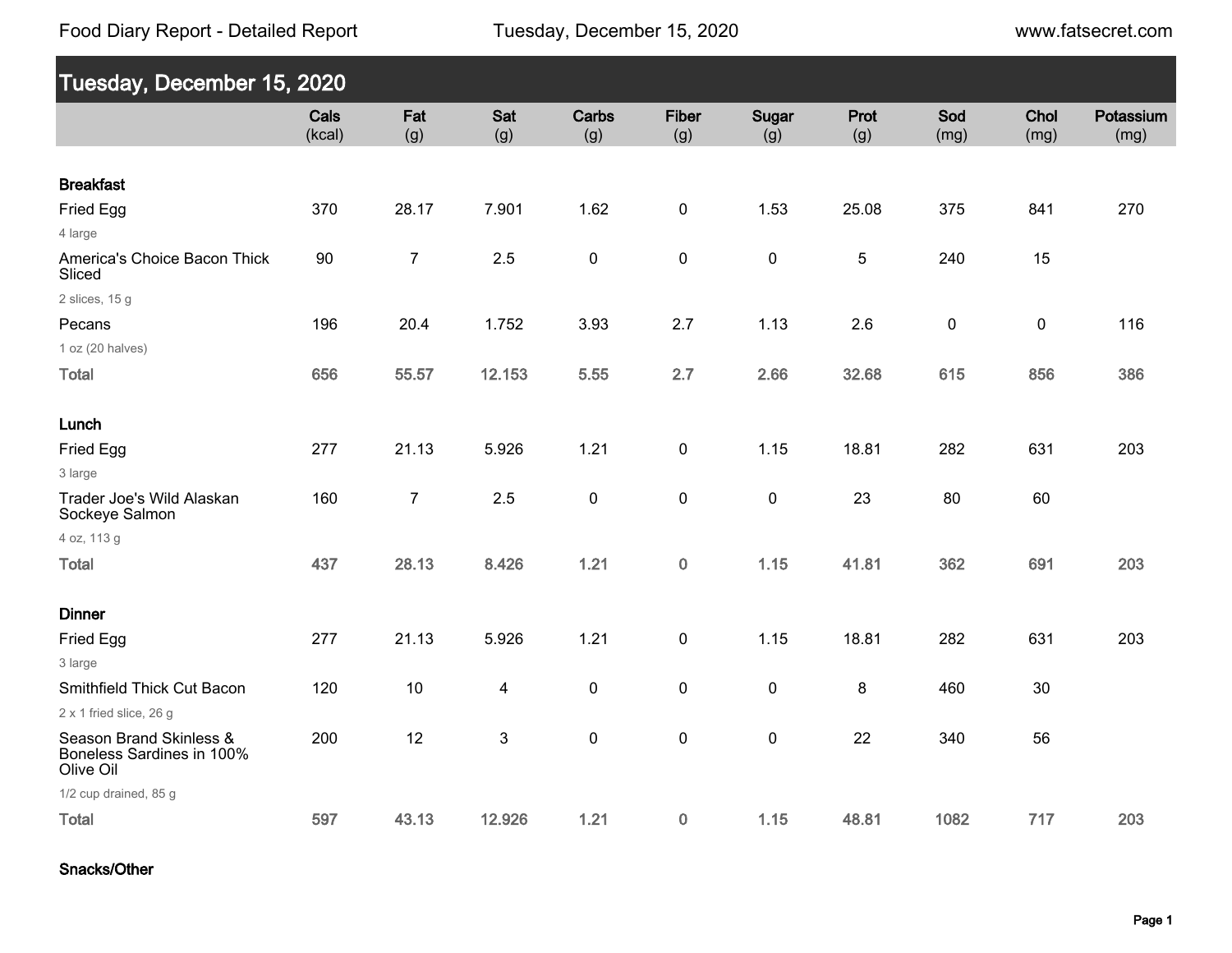# Food Diary Report - Detailed Report

## Tuesday, December 15, 2020

| | Cals (kcal) | Fat (g) | Sat (g) | Carbs (g) | Fiber (g) | Sugar (g) | Prot (g) | Sod (mg) | Chol (mg) | Potassium (mg) |
|---|---|---|---|---|---|---|---|---|---|---|
| **Breakfast** | | | | | | | | | | |
| Fried Egg<br>4 large | 370 | 28.17 | 7.901 | 1.62 | 0 | 1.53 | 25.08 | 375 | 841 | 270 |
| America's Choice Bacon Thick Sliced<br>2 slices, 15 g | 90 | 7 | 2.5 | 0 | 0 | 0 | 5 | 240 | 15 | |
| Pecans<br>1 oz (20 halves) | 196 | 20.4 | 1.752 | 3.93 | 2.7 | 1.13 | 2.6 | 0 | 0 | 116 |
| **Total** | **656** | **55.57** | **12.153** | **5.55** | **2.7** | **2.66** | **32.68** | **615** | **856** | **386** |
| **Lunch** | | | | | | | | | | |
| Fried Egg<br>3 large | 277 | 21.13 | 5.926 | 1.21 | 0 | 1.15 | 18.81 | 282 | 631 | 203 |
| Trader Joe's Wild Alaskan Sockeye Salmon<br>4 oz, 113 g | 160 | 7 | 2.5 | 0 | 0 | 0 | 23 | 80 | 60 | |
| **Total** | **437** | **28.13** | **8.426** | **1.21** | **0** | **1.15** | **41.81** | **362** | **691** | **203** |
| **Dinner** | | | | | | | | | | |
| Fried Egg<br>3 large | 277 | 21.13 | 5.926 | 1.21 | 0 | 1.15 | 18.81 | 282 | 631 | 203 |
| Smithfield Thick Cut Bacon<br>2 x 1 fried slice, 26 g | 120 | 10 | 4 | 0 | 0 | 0 | 8 | 460 | 30 | |
| Season Brand Skinless & Boneless Sardines in 100% Olive Oil<br>1/2 cup drained, 85 g | 200 | 12 | 3 | 0 | 0 | 0 | 22 | 340 | 56 | |
| **Total** | **597** | **43.13** | **12.926** | **1.21** | **0** | **1.15** | **48.81** | **1082** | **717** | **203** |
| **Snacks/Other** | | | | | | | | | | |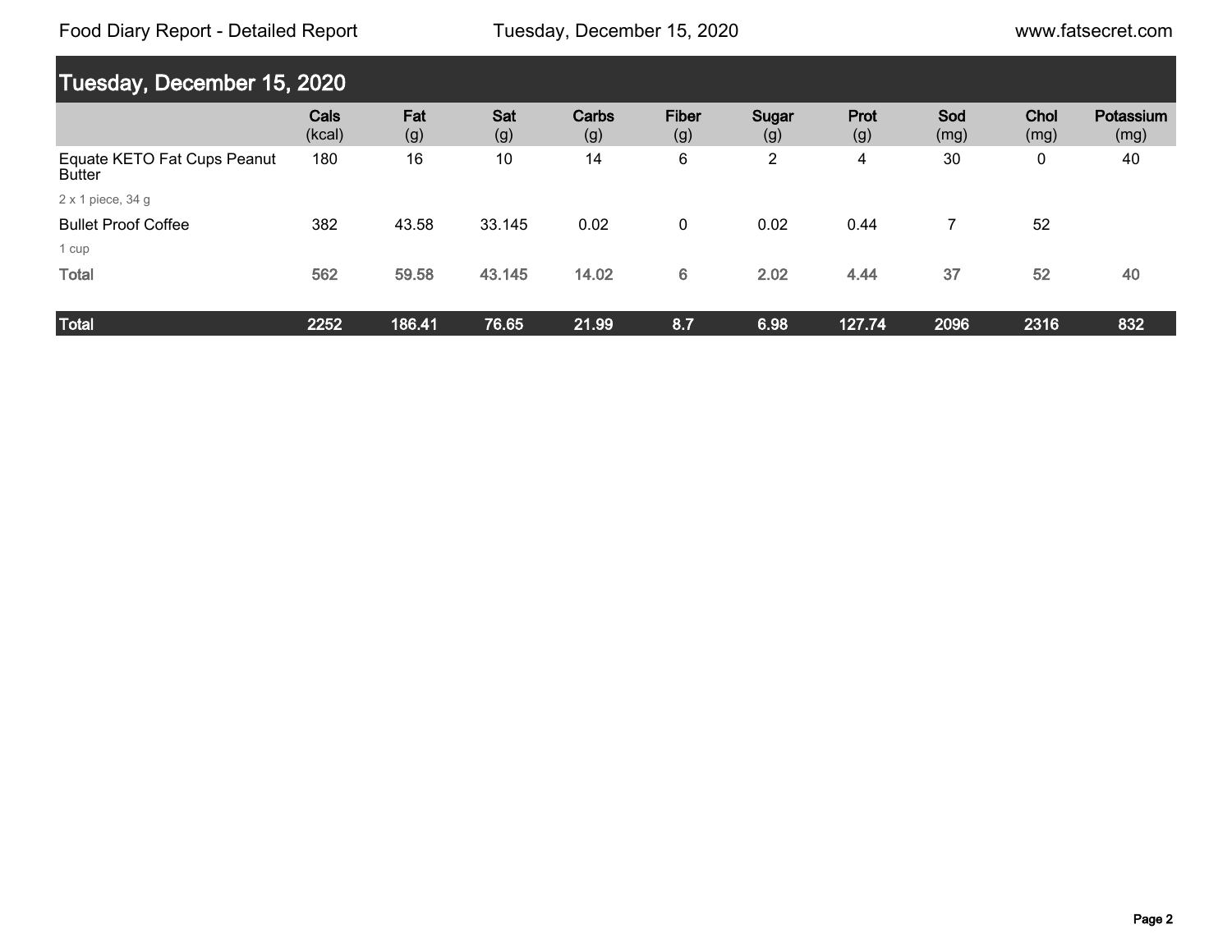## Tuesday, December 15, 2020

| | Cals (kcal) | Fat (g) | Sat (g) | Carbs (g) | Fiber (g) | Sugar (g) | Prot (g) | Sod (mg) | Chol (mg) | Potassium (mg) |
|---|---|---|---|---|---|---|---|---|---|---|
| Equate KETO Fat Cups Peanut Butter<br>2 x 1 piece, 34 g | 180 | 16 | 10 | 14 | 6 | 2 | 4 | 30 | 0 | 40 |
| Bullet Proof Coffee<br>1 cup | 382 | 43.58 | 33.145 | 0.02 | 0 | 0.02 | 0.44 | 7 | 52 | |
| **Total** | **562** | **59.58** | **43.145** | **14.02** | **6** | **2.02** | **4.44** | **37** | **52** | **40** |
| **Total** | **2252** | **186.41** | **76.65** | **21.99** | **8.7** | **6.98** | **127.74** | **2096** | **2316** | **832** |